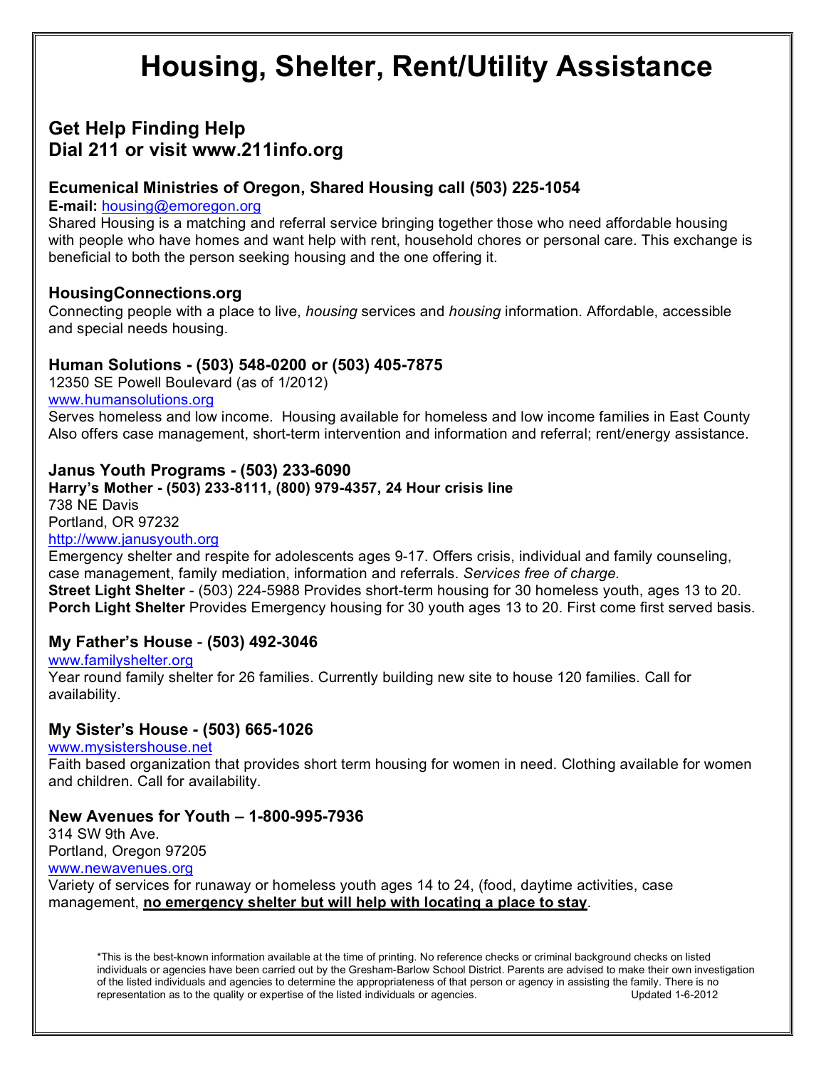# Housing, Shelter, Rent/Utility Assistance

## Get Help Finding Help
## Dial 211 or visit www.211info.org

### Ecumenical Ministries of Oregon, Shared Housing call (503) 225-1054

**E-mail:** housing@emoregon.org

Shared Housing is a matching and referral service bringing together those who need affordable housing with people who have homes and want help with rent, household chores or personal care. This exchange is beneficial to both the person seeking housing and the one offering it.

### HousingConnections.org

Connecting people with a place to live, *housing* services and *housing* information. Affordable, accessible and special needs housing.

### Human Solutions - (503) 548-0200 or (503) 405-7875

12350 SE Powell Boulevard (as of 1/2012)
www.humansolutions.org

Serves homeless and low income. Housing available for homeless and low income families in East County Also offers case management, short-term intervention and information and referral; rent/energy assistance.

### Janus Youth Programs - (503) 233-6090

**Harry's Mother - (503) 233-8111, (800) 979-4357, 24 Hour crisis line**

738 NE Davis
Portland, OR 97232
http://www.janusyouth.org

Emergency shelter and respite for adolescents ages 9-17. Offers crisis, individual and family counseling, case management, family mediation, information and referrals. *Services free of charge.*

**Street Light Shelter** - (503) 224-5988 Provides short-term housing for 30 homeless youth, ages 13 to 20.

**Porch Light Shelter** Provides Emergency housing for 30 youth ages 13 to 20. First come first served basis.

### My Father's House - (503) 492-3046

www.familyshelter.org

Year round family shelter for 26 families. Currently building new site to house 120 families. Call for availability.

### My Sister's House - (503) 665-1026

www.mysistershouse.net

Faith based organization that provides short term housing for women in need. Clothing available for women and children. Call for availability.

### New Avenues for Youth – 1-800-995-7936

314 SW 9th Ave.
Portland, Oregon 97205
www.newavenues.org

Variety of services for runaway or homeless youth ages 14 to 24, (food, daytime activities, case management, **no emergency shelter but will help with locating a place to stay**.

*This is the best-known information available at the time of printing. No reference checks or criminal background checks on listed individuals or agencies have been carried out by the Gresham-Barlow School District. Parents are advised to make their own investigation of the listed individuals and agencies to determine the appropriateness of that person or agency in assisting the family. There is no representation as to the quality or expertise of the listed individuals or agencies. Updated 1-6-2012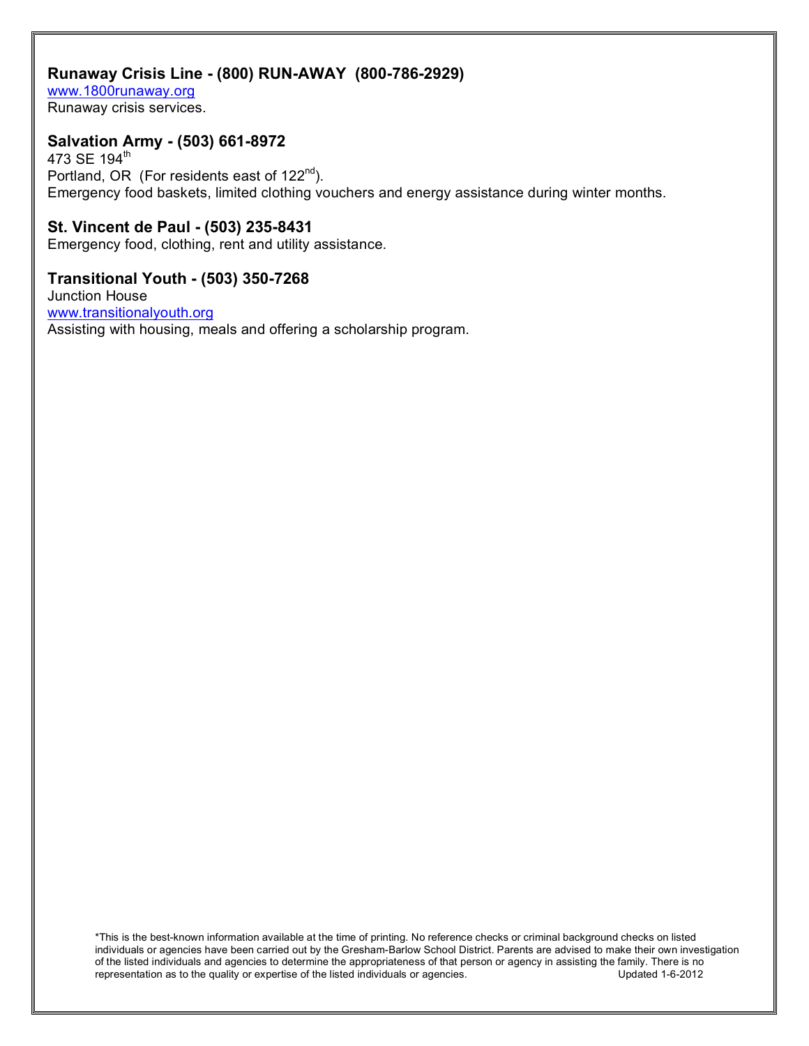### Runaway Crisis Line - (800) RUN-AWAY (800-786-2929)

www.1800runaway.org
Runaway crisis services.

### Salvation Army - (503) 661-8972

473 SE 194th
Portland, OR (For residents east of 122nd).
Emergency food baskets, limited clothing vouchers and energy assistance during winter months.

### St. Vincent de Paul - (503) 235-8431

Emergency food, clothing, rent and utility assistance.

### Transitional Youth - (503) 350-7268

Junction House
www.transitionalyouth.org
Assisting with housing, meals and offering a scholarship program.

*This is the best-known information available at the time of printing. No reference checks or criminal background checks on listed individuals or agencies have been carried out by the Gresham-Barlow School District. Parents are advised to make their own investigation of the listed individuals and agencies to determine the appropriateness of that person or agency in assisting the family. There is no representation as to the quality or expertise of the listed individuals or agencies. Updated 1-6-2012